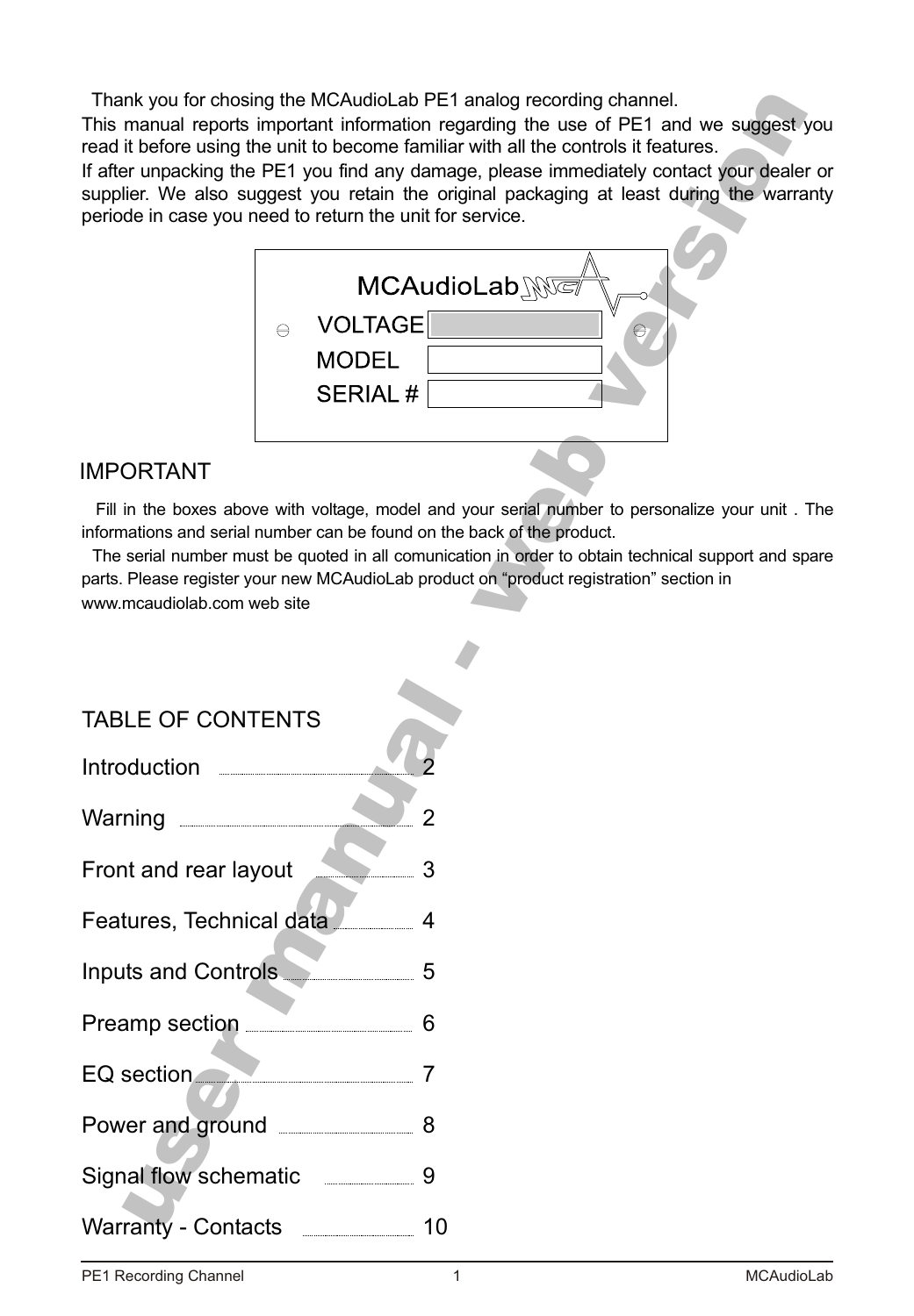Thank you for chosing the MCAudioLab PE1 analog recording channel.
This manual reports important information regarding the use of PE1 and we suggest you read it before using the unit to become familiar with all the controls it features.
If after unpacking the PE1 you find any damage, please immediately contact your dealer or supplier. We also suggest you retain the original packaging at least during the warranty periode in case you need to return the unit for service.

MCAudioLab

| VOLTAGE | |
|---|---|
| MODEL | |
| SERIAL # | |

## IMPORTANT

Fill in the boxes above with voltage, model and your serial number to personalize your unit . The informations and serial number can be found on the back of the product.

The serial number must be quoted in all comunication in order to obtain technical support and spare parts. Please register your new MCAudioLab product on "product registration" section in www.mcaudiolab.com web site

## TABLE OF CONTENTS

| | |
|---|---|
| Introduction | 2 |
| Warning | 2 |
| Front and rear layout | 3 |
| Features, Technical data | 4 |
| Inputs and Controls | 5 |
| Preamp section | 6 |
| EQ section | 7 |
| Power and ground | 8 |
| Signal flow schematic | 9 |
| Warranty - Contacts | 10 |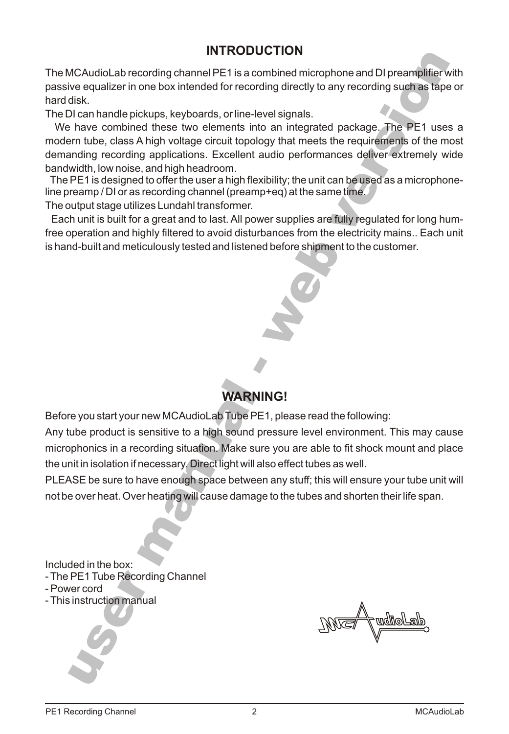## INTRODUCTION

The MCAudioLab recording channel PE1 is a combined microphone and DI preamplifier with passive equalizer in one box intended for recording directly to any recording such as tape or hard disk.

The DI can handle pickups, keyboards, or line-level signals.

We have combined these two elements into an integrated package. The PE1 uses a modern tube, class A high voltage circuit topology that meets the requirements of the most demanding recording applications. Excellent audio performances deliver extremely wide bandwidth, low noise, and high headroom.

The PE1 is designed to offer the user a high flexibility; the unit can be used as a microphone-line preamp / DI or as recording channel (preamp+eq) at the same time.

The output stage utilizes Lundahl transformer.

Each unit is built for a great and to last. All power supplies are fully regulated for long hum-free operation and highly filtered to avoid disturbances from the electricity mains.. Each unit is hand-built and meticulously tested and listened before shipment to the customer.

## WARNING!

Before you start your new MCAudioLab Tube PE1, please read the following:

Any tube product is sensitive to a high sound pressure level environment. This may cause microphonics in a recording situation. Make sure you are able to fit shock mount and place the unit in isolation if necessary. Direct light will also effect tubes as well.

PLEASE be sure to have enough space between any stuff; this will ensure your tube unit will not be over heat. Over heating will cause damage to the tubes and shorten their life span.

Included in the box:
- The PE1 Tube Recording Channel
- Power cord
- This instruction manual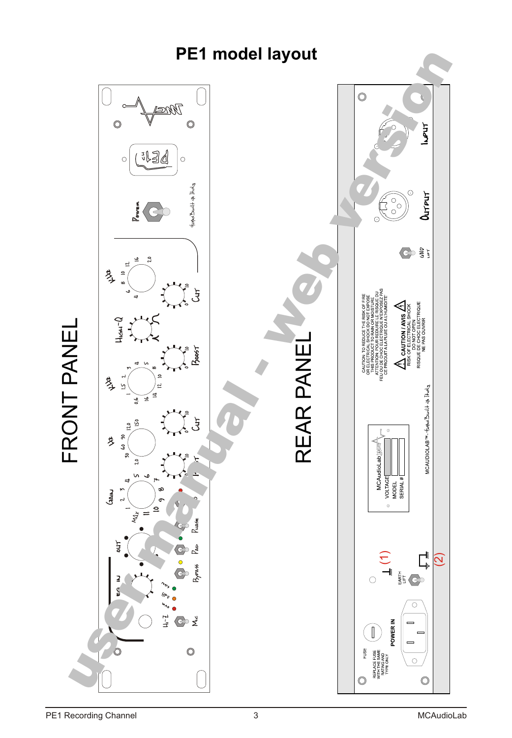# PE1 model layout

FRONT PANEL

REAR PANEL

CAUTION: TO REDUCE THE RISK OF FIRE OR ELECTRICAL SHOCK DO NOT EXPOSE THIS PRODUCT TO RAIN OR MOISTURE
ATTENTION: POUR REDUIRE LE RISQUE DU FEU OU DE CHOC ELECTRIQUE N'EXPOSEZ PAS CE PRODUIT A LA PLUIE OU A L'HUMIDITE

CAUTION / AVIS
RISK OF ELECTRICAL SHOCK DO NOT OPEN
RISQUE DE CHOC ELECTRIQUE NE PAS OUVRIR

MCAUDIOLAB™ - Hand Built in Italy

MCAudioLab
VOLTAGE
MODEL
SERIAL #

FUSE
REPLACE FUSE WITH THE SAME RATING AND TYPE ONLY

POWER IN

EARTH LIFT

(1)

(2)

GND LIFT

OUTPUT

INPUT

user manual - web version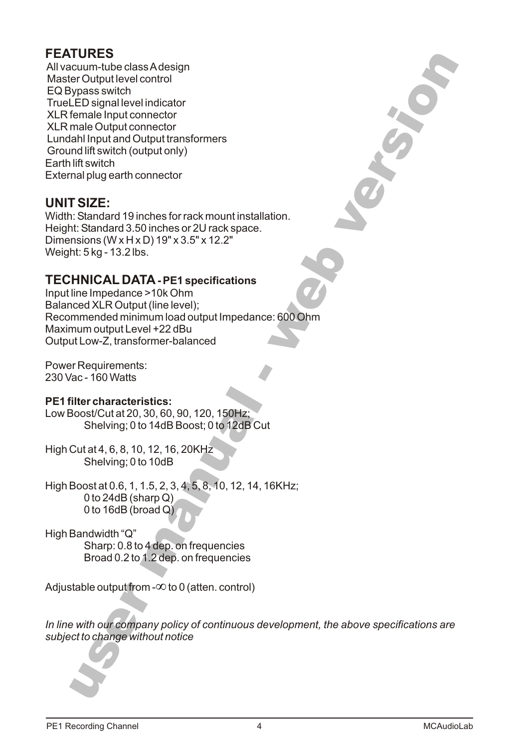## FEATURES

All vacuum-tube class A design
Master Output level control
EQ Bypass switch
TrueLED signal level indicator
XLR female Input connector
XLR male Output connector
Lundahl Input and Output transformers
Ground lift switch (output only)
Earth lift switch
External plug earth connector

## UNIT SIZE:

Width: Standard 19 inches for rack mount installation.
Height: Standard 3.50 inches or 2U rack space.
Dimensions (W x H x D) 19" x 3.5" x 12.2"
Weight: 5 kg - 13.2 lbs.

## TECHNICAL DATA - PE1 specifications

Input line Impedance >10k Ohm
Balanced XLR Output (line level);
Recommended minimum load output Impedance: 600 Ohm
Maximum output Level +22 dBu
Output Low-Z, transformer-balanced

Power Requirements:
230 Vac - 160 Watts

**PE1 filter characteristics:**

Low Boost/Cut at 20, 30, 60, 90, 120, 150Hz;
    Shelving; 0 to 14dB Boost; 0 to 12dB Cut

High Cut at 4, 6, 8, 10, 12, 16, 20KHz
    Shelving; 0 to 10dB

High Boost at 0.6, 1, 1.5, 2, 3, 4, 5, 8, 10, 12, 14, 16KHz;
    0 to 24dB (sharp Q)
    0 to 16dB (broad Q)

High Bandwidth "Q"
    Sharp: 0.8 to 4 dep. on frequencies
    Broad 0.2 to 1.2 dep. on frequencies

Adjustable output from $-\infty$ to 0 (atten. control)

*In line with our company policy of continuous development, the above specifications are subject to change without notice*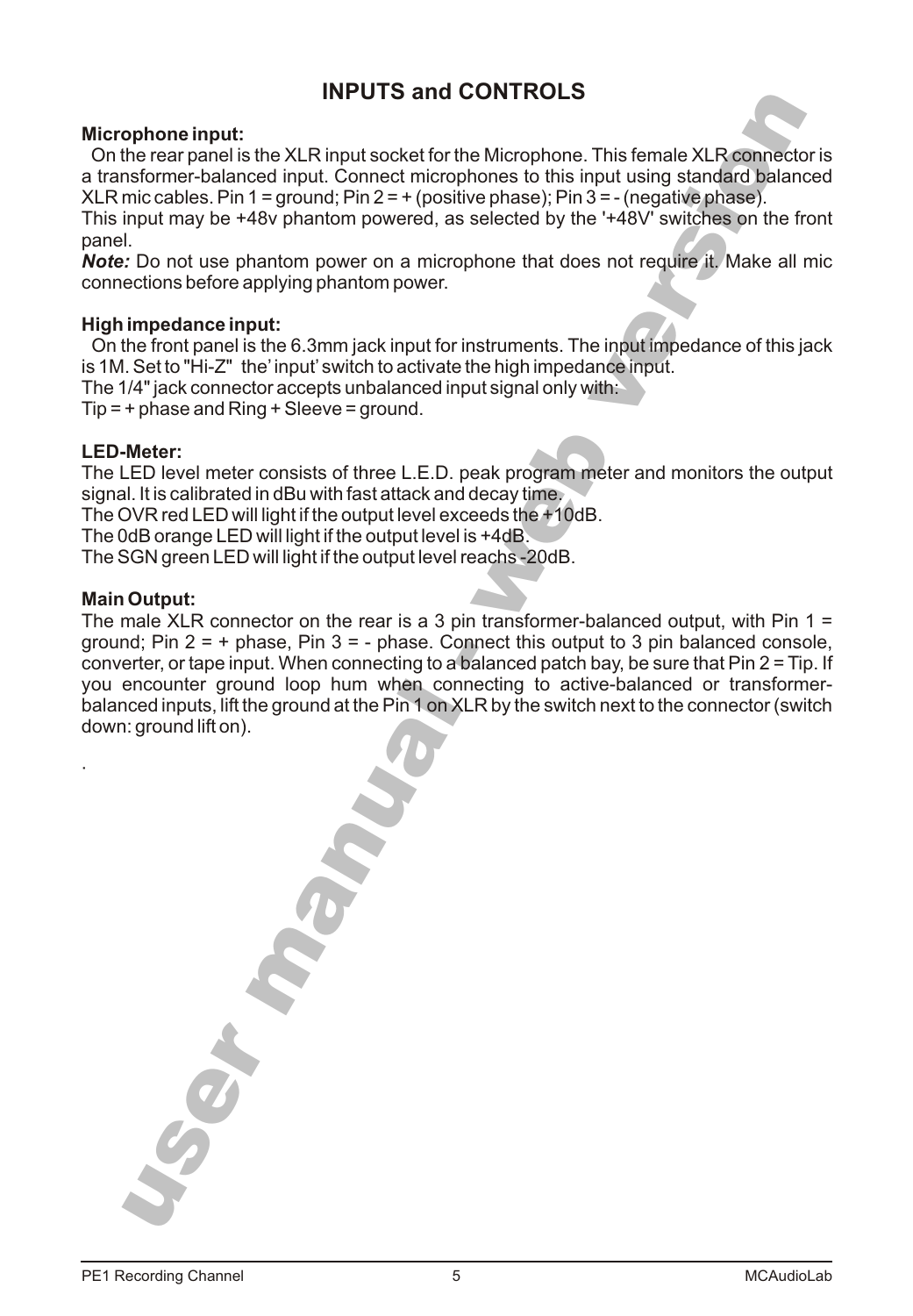# INPUTS and CONTROLS

**Microphone input:**

On the rear panel is the XLR input socket for the Microphone. This female XLR connector is a transformer-balanced input. Connect microphones to this input using standard balanced XLR mic cables. Pin 1 = ground; Pin 2 = + (positive phase); Pin 3 = - (negative phase).
This input may be +48v phantom powered, as selected by the '+48V' switches on the front panel.
***Note:*** Do not use phantom power on a microphone that does not require it. Make all mic connections before applying phantom power.

**High impedance input:**

On the front panel is the 6.3mm jack input for instruments. The input impedance of this jack is 1M. Set to "Hi-Z" the' input' switch to activate the high impedance input.
The 1/4" jack connector accepts unbalanced input signal only with:
Tip = + phase and Ring + Sleeve = ground.

**LED-Meter:**

The LED level meter consists of three L.E.D. peak program meter and monitors the output signal. It is calibrated in dBu with fast attack and decay time.
The OVR red LED will light if the output level exceeds the +10dB.
The 0dB orange LED will light if the output level is +4dB.
The SGN green LED will light if the output level reachs -20dB.

**Main Output:**

The male XLR connector on the rear is a 3 pin transformer-balanced output, with Pin 1 = ground; Pin 2 = + phase, Pin 3 = - phase. Connect this output to 3 pin balanced console, converter, or tape input. When connecting to a balanced patch bay, be sure that Pin 2 = Tip. If you encounter ground loop hum when connecting to active-balanced or transformer-balanced inputs, lift the ground at the Pin 1 on XLR by the switch next to the connector (switch down: ground lift on).

.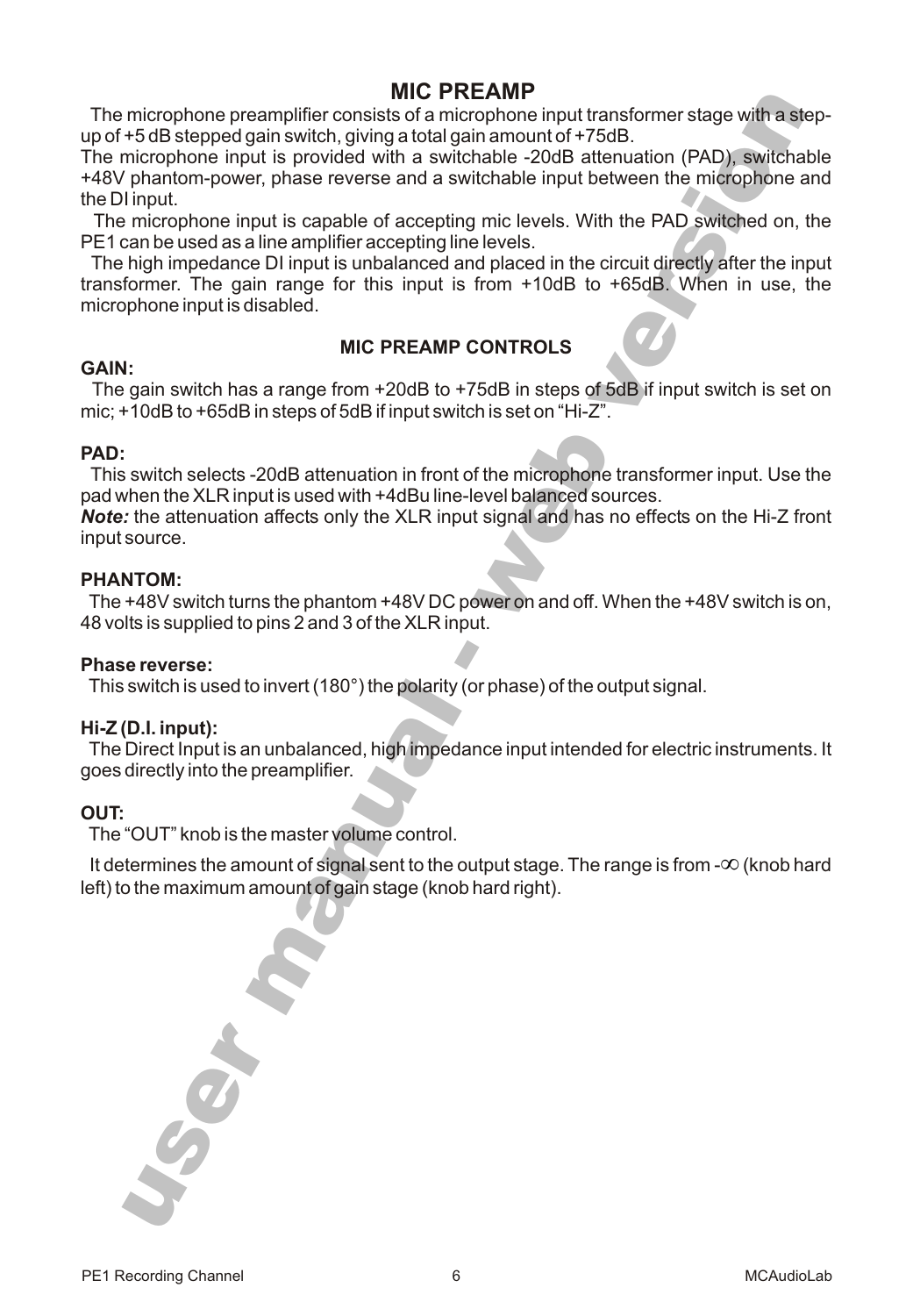# MIC PREAMP

The microphone preamplifier consists of a microphone input transformer stage with a step-up of +5 dB stepped gain switch, giving a total gain amount of +75dB.

The microphone input is provided with a switchable -20dB attenuation (PAD), switchable +48V phantom-power, phase reverse and a switchable input between the microphone and the DI input.

The microphone input is capable of accepting mic levels. With the PAD switched on, the PE1 can be used as a line amplifier accepting line levels.

The high impedance DI input is unbalanced and placed in the circuit directly after the input transformer. The gain range for this input is from +10dB to +65dB. When in use, the microphone input is disabled.

## MIC PREAMP CONTROLS

### GAIN:

The gain switch has a range from +20dB to +75dB in steps of 5dB if input switch is set on mic; +10dB to +65dB in steps of 5dB if input switch is set on "Hi-Z".

### PAD:

This switch selects -20dB attenuation in front of the microphone transformer input. Use the pad when the XLR input is used with +4dBu line-level balanced sources.

***Note:*** the attenuation affects only the XLR input signal and has no effects on the Hi-Z front input source.

### PHANTOM:

The +48V switch turns the phantom +48V DC power on and off. When the +48V switch is on, 48 volts is supplied to pins 2 and 3 of the XLR input.

### Phase reverse:

This switch is used to invert (180°) the polarity (or phase) of the output signal.

### Hi-Z (D.I. input):

The Direct Input is an unbalanced, high impedance input intended for electric instruments. It goes directly into the preamplifier.

### OUT:

The "OUT" knob is the master volume control.

It determines the amount of signal sent to the output stage. The range is from -∞ (knob hard left) to the maximum amount of gain stage (knob hard right).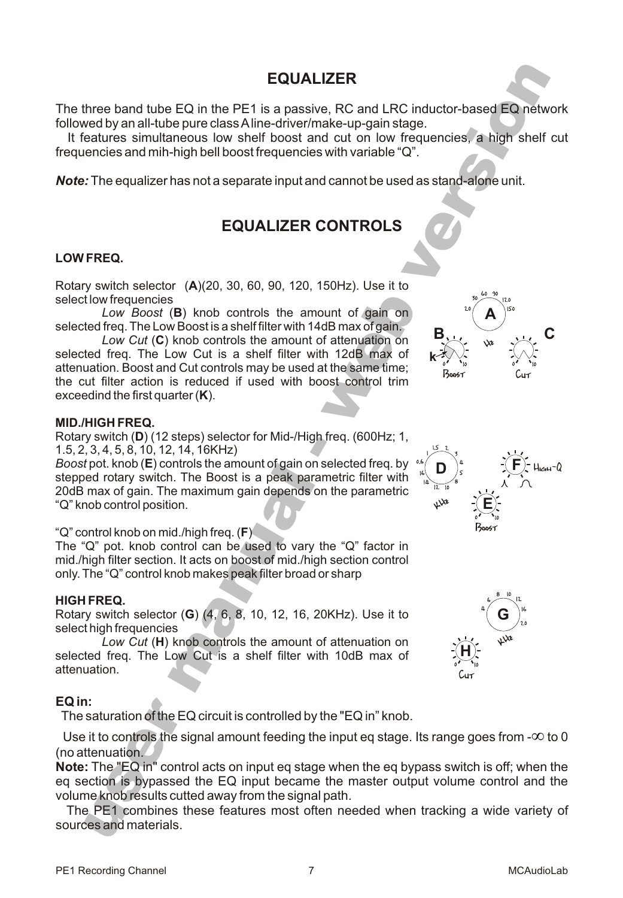## EQUALIZER

The three band tube EQ in the PE1 is a passive, RC and LRC inductor-based EQ network followed by an all-tube pure class A line-driver/make-up-gain stage.

It features simultaneous low shelf boost and cut on low frequencies, a high shelf cut frequencies and mih-high bell boost frequencies with variable "Q".

***Note:*** The equalizer has not a separate input and cannot be used as stand-alone unit.

## EQUALIZER CONTROLS

**LOW FREQ.**

Rotary switch selector (**A**)(20, 30, 60, 90, 120, 150Hz). Use it to select low frequencies

*Low Boost* (**B**) knob controls the amount of gain on selected freq. The Low Boost is a shelf filter with 14dB max of gain.

*Low Cut* (**C**) knob controls the amount of attenuation on selected freq. The Low Cut is a shelf filter with 12dB max of attenuation. Boost and Cut controls may be used at the same time; the cut filter action is reduced if used with boost control trim exceedind the first quarter (**K**).

**MID./HIGH FREQ.**

Rotary switch (**D**) (12 steps) selector for Mid-/High freq. (600Hz; 1, 1.5, 2, 3, 4, 5, 8, 10, 12, 14, 16KHz)

*Boost* pot. knob (**E**) controls the amount of gain on selected freq. by stepped rotary switch. The Boost is a peak parametric filter with 20dB max of gain. The maximum gain depends on the parametric "Q" knob control position.

"Q" control knob on mid./high freq. (**F**)

The "Q" pot. knob control can be used to vary the "Q" factor in mid./high filter section. It acts on boost of mid./high section control only. The "Q" control knob makes peak filter broad or sharp

**HIGH FREQ.**

Rotary switch selector (**G**) (4, 6, 8, 10, 12, 16, 20KHz). Use it to select high frequencies

*Low Cut* (**H**) knob controls the amount of attenuation on selected freq. The Low Cut is a shelf filter with 10dB max of attenuation.

**EQ in:**

The saturation of the EQ circuit is controlled by the "EQ in" knob.

Use it to controls the signal amount feeding the input eq stage. Its range goes from -∞ to 0 (no attenuation.

**Note:** The "EQ in" control acts on input eq stage when the eq bypass switch is off; when the eq section is bypassed the EQ input became the master output volume control and the volume knob results cutted away from the signal path.

The PE1 combines these features most often needed when tracking a wide variety of sources and materials.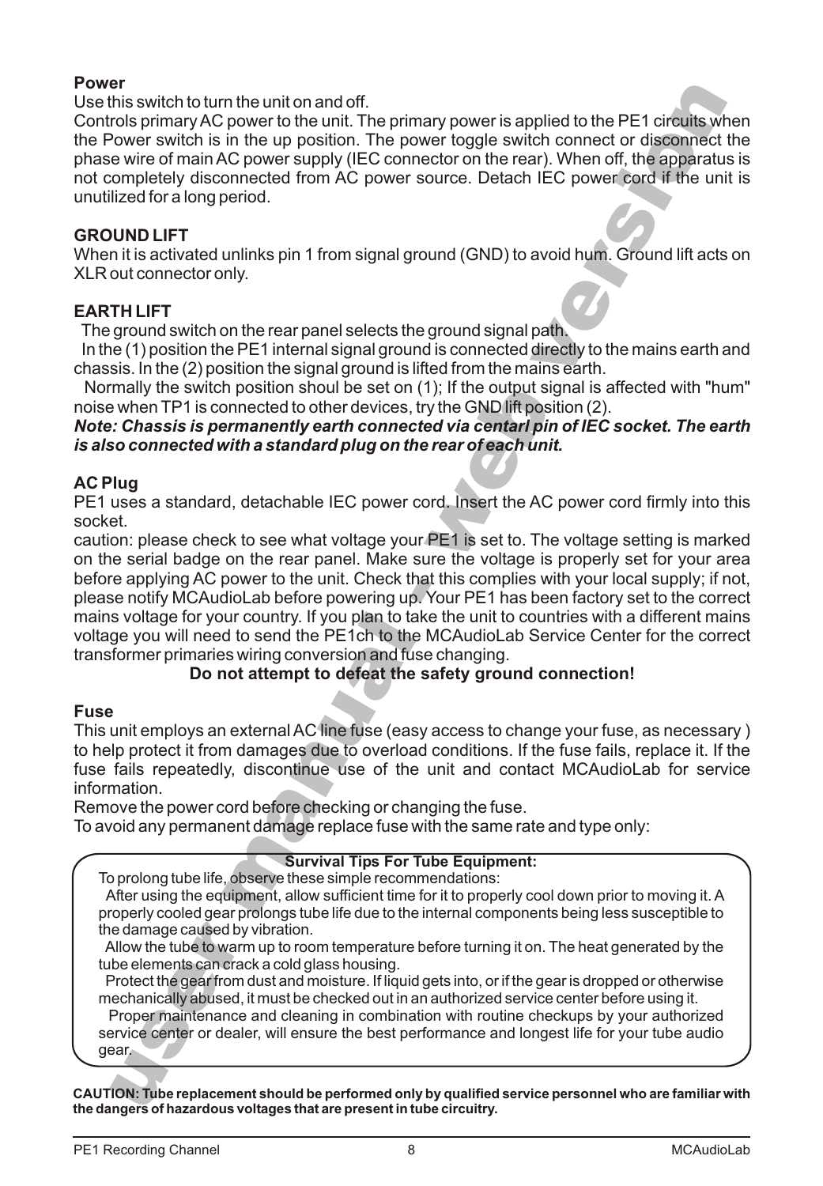**Power**

Use this switch to turn the unit on and off.

Controls primary AC power to the unit. The primary power is applied to the PE1 circuits when the Power switch is in the up position. The power toggle switch connect or disconnect the phase wire of main AC power supply (IEC connector on the rear). When off, the apparatus is not completely disconnected from AC power source. Detach IEC power cord if the unit is unutilized for a long period.

**GROUND LIFT**

When it is activated unlinks pin 1 from signal ground (GND) to avoid hum. Ground lift acts on XLR out connector only.

**EARTH LIFT**

The ground switch on the rear panel selects the ground signal path.

In the (1) position the PE1 internal signal ground is connected directly to the mains earth and chassis. In the (2) position the signal ground is lifted from the mains earth.

Normally the switch position shoul be set on (1); If the output signal is affected with "hum" noise when TP1 is connected to other devices, try the GND lift position (2).

***Note: Chassis is permanently earth connected via centarl pin of IEC socket. The earth is also connected with a standard plug on the rear of each unit.***

**AC Plug**

PE1 uses a standard, detachable IEC power cord. Insert the AC power cord firmly into this socket.

caution: please check to see what voltage your PE1 is set to. The voltage setting is marked on the serial badge on the rear panel. Make sure the voltage is properly set for your area before applying AC power to the unit. Check that this complies with your local supply; if not, please notify MCAudioLab before powering up. Your PE1 has been factory set to the correct mains voltage for your country. If you plan to take the unit to countries with a different mains voltage you will need to send the PE1ch to the MCAudioLab Service Center for the correct transformer primaries wiring conversion and fuse changing.

**Do not attempt to defeat the safety ground connection!**

**Fuse**

This unit employs an external AC line fuse (easy access to change your fuse, as necessary ) to help protect it from damages due to overload conditions. If the fuse fails, replace it. If the fuse fails repeatedly, discontinue use of the unit and contact MCAudioLab for service information.

Remove the power cord before checking or changing the fuse.

To avoid any permanent damage replace fuse with the same rate and type only:

**Survival Tips For Tube Equipment:**

To prolong tube life, observe these simple recommendations:

After using the equipment, allow sufficient time for it to properly cool down prior to moving it. A properly cooled gear prolongs tube life due to the internal components being less susceptible to the damage caused by vibration.

Allow the tube to warm up to room temperature before turning it on. The heat generated by the tube elements can crack a cold glass housing.

Protect the gear from dust and moisture. If liquid gets into, or if the gear is dropped or otherwise mechanically abused, it must be checked out in an authorized service center before using it.

Proper maintenance and cleaning in combination with routine checkups by your authorized service center or dealer, will ensure the best performance and longest life for your tube audio gear.

**CAUTION: Tube replacement should be performed only by qualified service personnel who are familiar with the dangers of hazardous voltages that are present in tube circuitry.**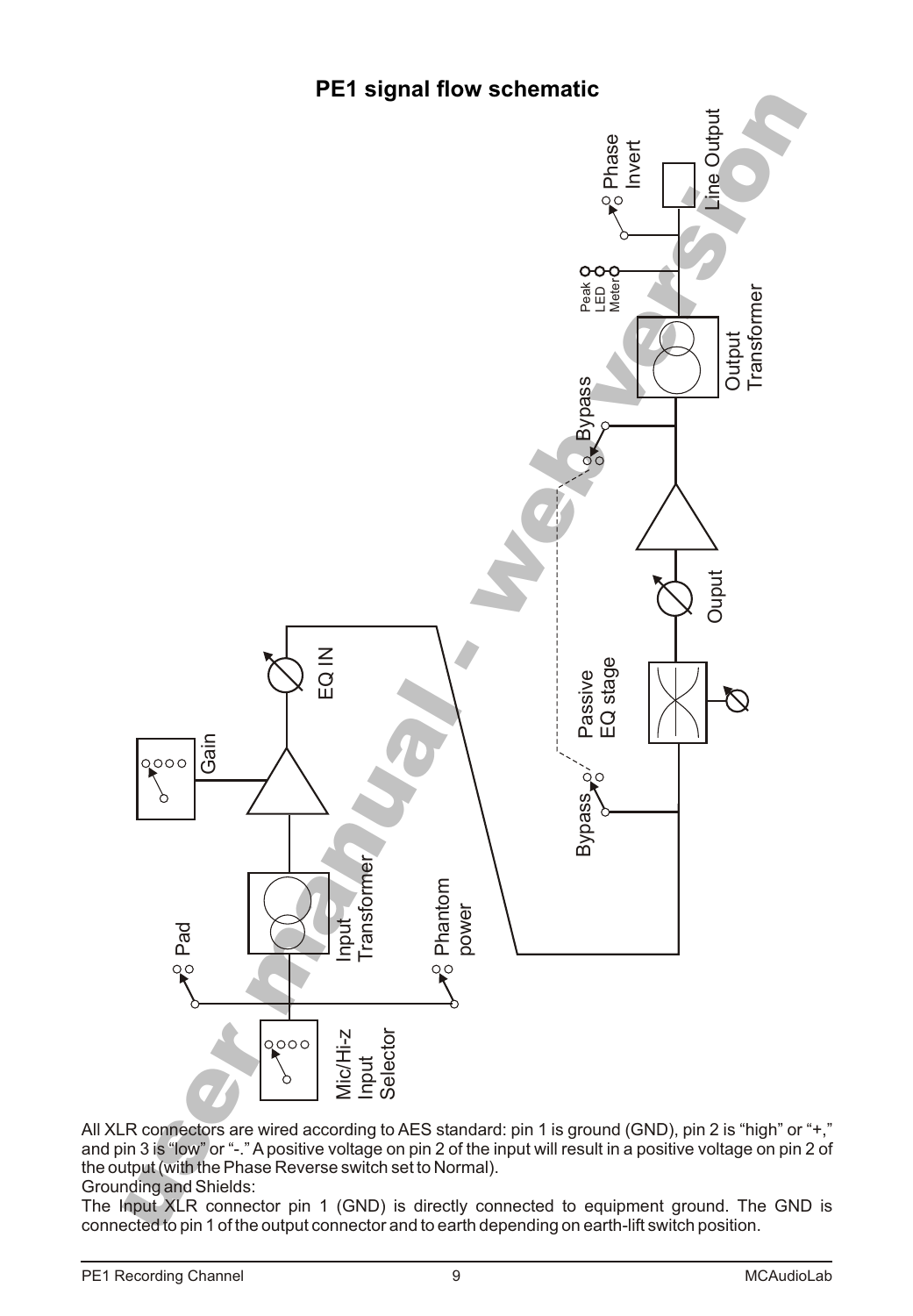## PE1 signal flow schematic

All XLR connectors are wired according to AES standard: pin 1 is ground (GND), pin 2 is "high" or "+," and pin 3 is "low" or "-." A positive voltage on pin 2 of the input will result in a positive voltage on pin 2 of the output (with the Phase Reverse switch set to Normal).

Grounding and Shields:

The Input XLR connector pin 1 (GND) is directly connected to equipment ground. The GND is connected to pin 1 of the output connector and to earth depending on earth-lift switch position.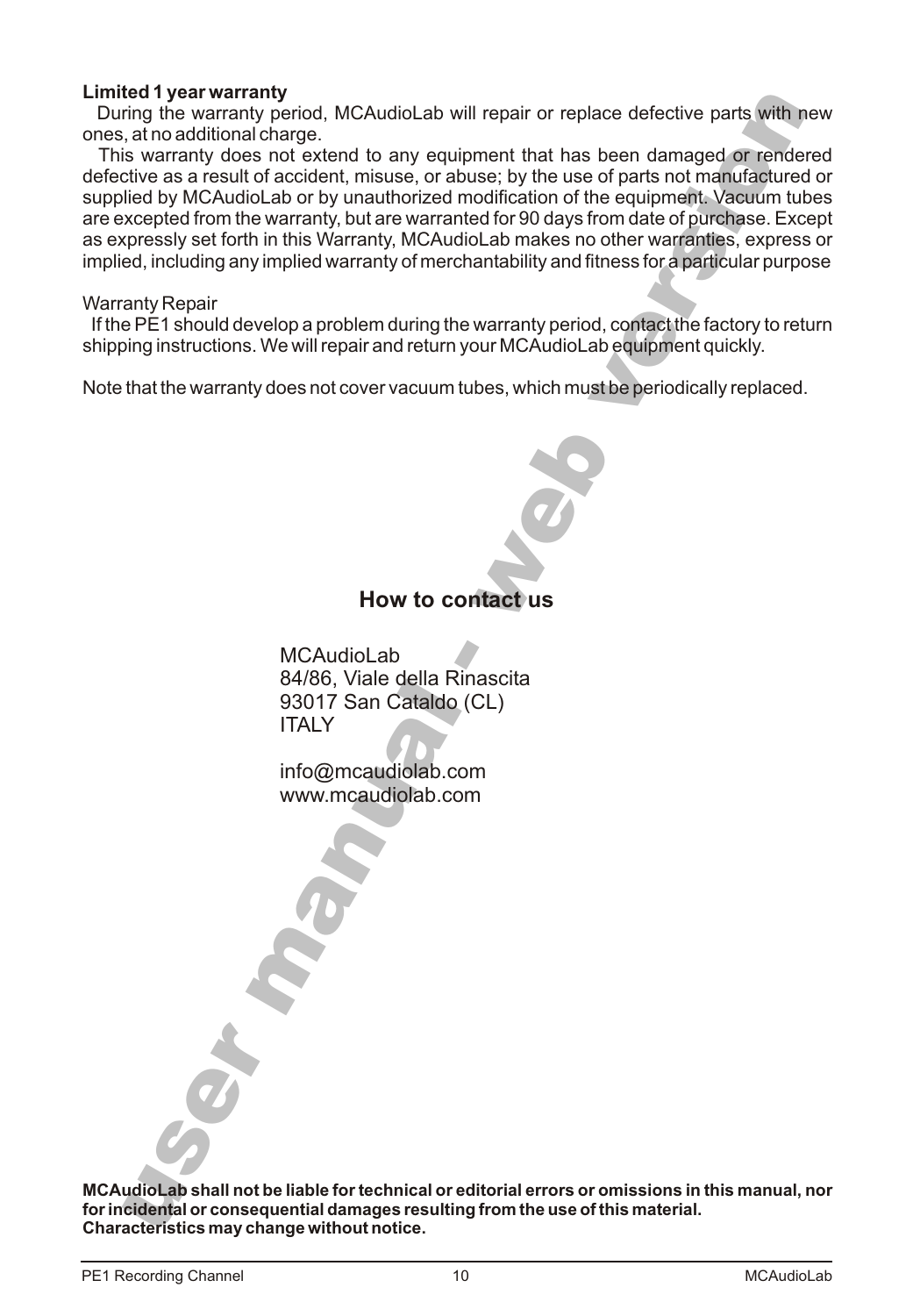**Limited 1 year warranty**

During the warranty period, MCAudioLab will repair or replace defective parts with new ones, at no additional charge.

This warranty does not extend to any equipment that has been damaged or rendered defective as a result of accident, misuse, or abuse; by the use of parts not manufactured or supplied by MCAudioLab or by unauthorized modification of the equipment. Vacuum tubes are excepted from the warranty, but are warranted for 90 days from date of purchase. Except as expressly set forth in this Warranty, MCAudioLab makes no other warranties, express or implied, including any implied warranty of merchantability and fitness for a particular purpose

Warranty Repair

If the PE1 should develop a problem during the warranty period, contact the factory to return shipping instructions. We will repair and return your MCAudioLab equipment quickly.

Note that the warranty does not cover vacuum tubes, which must be periodically replaced.

## How to contact us

MCAudioLab
84/86, Viale della Rinascita
93017 San Cataldo (CL)
ITALY

info@mcaudiolab.com
www.mcaudiolab.com

**MCAudioLab shall not be liable for technical or editorial errors or omissions in this manual, nor for incidental or consequential damages resulting from the use of this material. Characteristics may change without notice.**